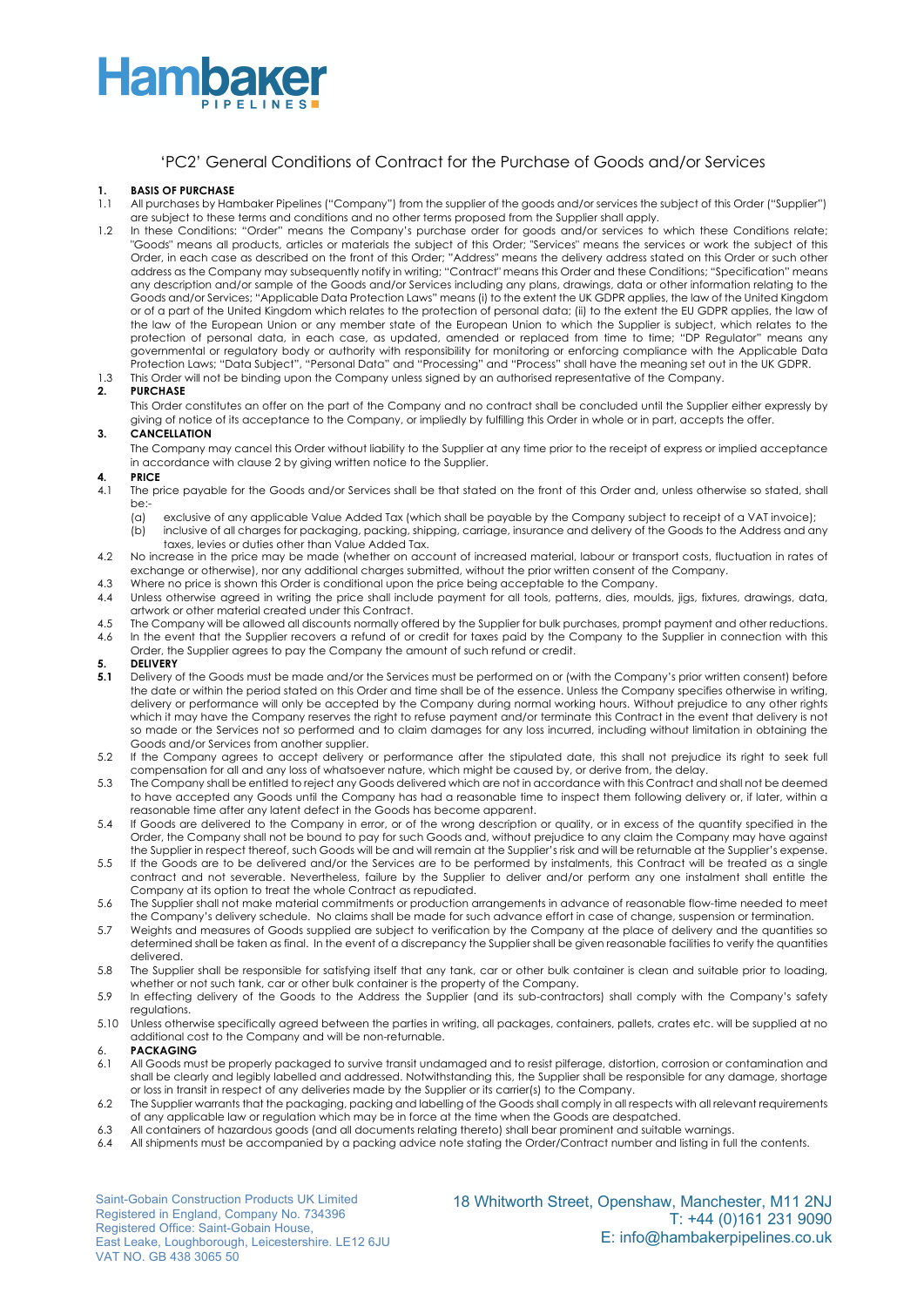Hambaker PIPELINES

# 'PC2' General Conditions of Contract for the Purchase of Goods and/or Services

**1. BASIS OF PURCHASE**

1.1 All purchases by Hambaker Pipelines ("Company") from the supplier of the goods and/or services the subject of this Order ("Supplier") are subject to these terms and conditions and no other terms proposed from the Supplier shall apply.

1.2 In these Conditions: "Order" means the Company's purchase order for goods and/or services to which these Conditions relate; "Goods" means all products, articles or materials the subject of this Order; "Services" means the services or work the subject of this Order, in each case as described on the front of this Order; "Address" means the delivery address stated on this Order or such other address as the Company may subsequently notify in writing; "Contract" means this Order and these Conditions; "Specification" means any description and/or sample of the Goods and/or Services including any plans, drawings, data or other information relating to the Goods and/or Services; "Applicable Data Protection Laws" means (i) to the extent the UK GDPR applies, the law of the United Kingdom or of a part of the United Kingdom which relates to the protection of personal data; (ii) to the extent the EU GDPR applies, the law of the law of the European Union or any member state of the European Union to which the Supplier is subject, which relates to the protection of personal data, in each case, as updated, amended or replaced from time to time; "DP Regulator" means any governmental or regulatory body or authority with responsibility for monitoring or enforcing compliance with the Applicable Data Protection Laws; "Data Subject", "Personal Data" and "Processing" and "Process" shall have the meaning set out in the UK GDPR.

1.3 This Order will not be binding upon the Company unless signed by an authorised representative of the Company.

**2. PURCHASE**

This Order constitutes an offer on the part of the Company and no contract shall be concluded until the Supplier either expressly by giving of notice of its acceptance to the Company, or impliedly by fulfilling this Order in whole or in part, accepts the offer.

**3. CANCELLATION**

The Company may cancel this Order without liability to the Supplier at any time prior to the receipt of express or implied acceptance in accordance with clause 2 by giving written notice to the Supplier.

**4. PRICE**

4.1 The price payable for the Goods and/or Services shall be that stated on the front of this Order and, unless otherwise so stated, shall be:-

(a) exclusive of any applicable Value Added Tax (which shall be payable by the Company subject to receipt of a VAT invoice);

(b) inclusive of all charges for packaging, packing, shipping, carriage, insurance and delivery of the Goods to the Address and any taxes, levies or duties other than Value Added Tax.

4.2 No increase in the price may be made (whether on account of increased material, labour or transport costs, fluctuation in rates of exchange or otherwise), nor any additional charges submitted, without the prior written consent of the Company.

4.3 Where no price is shown this Order is conditional upon the price being acceptable to the Company.

4.4 Unless otherwise agreed in writing the price shall include payment for all tools, patterns, dies, moulds, jigs, fixtures, drawings, data, artwork or other material created under this Contract.

4.5 The Company will be allowed all discounts normally offered by the Supplier for bulk purchases, prompt payment and other reductions.

4.6 In the event that the Supplier recovers a refund of or credit for taxes paid by the Company to the Supplier in connection with this Order, the Supplier agrees to pay the Company the amount of such refund or credit.

**5. DELIVERY**

**5.1** Delivery of the Goods must be made and/or the Services must be performed on or (with the Company's prior written consent) before the date or within the period stated on this Order and time shall be of the essence. Unless the Company specifies otherwise in writing, delivery or performance will only be accepted by the Company during normal working hours. Without prejudice to any other rights which it may have the Company reserves the right to refuse payment and/or terminate this Contract in the event that delivery is not so made or the Services not so performed and to claim damages for any loss incurred, including without limitation in obtaining the Goods and/or Services from another supplier.

5.2 If the Company agrees to accept delivery or performance after the stipulated date, this shall not prejudice its right to seek full compensation for all and any loss of whatsoever nature, which might be caused by, or derive from, the delay.

5.3 The Company shall be entitled to reject any Goods delivered which are not in accordance with this Contract and shall not be deemed to have accepted any Goods until the Company has had a reasonable time to inspect them following delivery or, if later, within a reasonable time after any latent defect in the Goods has become apparent.

5.4 If Goods are delivered to the Company in error, or of the wrong description or quality, or in excess of the quantity specified in the Order, the Company shall not be bound to pay for such Goods and, without prejudice to any claim the Company may have against the Supplier in respect thereof, such Goods will be and will remain at the Supplier's risk and will be returnable at the Supplier's expense.

5.5 If the Goods are to be delivered and/or the Services are to be performed by instalments, this Contract will be treated as a single contract and not severable. Nevertheless, failure by the Supplier to deliver and/or perform any one instalment shall entitle the Company at its option to treat the whole Contract as repudiated.

5.6 The Supplier shall not make material commitments or production arrangements in advance of reasonable flow-time needed to meet the Company's delivery schedule. No claims shall be made for such advance effort in case of change, suspension or termination.

5.7 Weights and measures of Goods supplied are subject to verification by the Company at the place of delivery and the quantities so determined shall be taken as final. In the event of a discrepancy the Supplier shall be given reasonable facilities to verify the quantities delivered.

5.8 The Supplier shall be responsible for satisfying itself that any tank, car or other bulk container is clean and suitable prior to loading, whether or not such tank, car or other bulk container is the property of the Company.

5.9 In effecting delivery of the Goods to the Address the Supplier (and its sub-contractors) shall comply with the Company's safety regulations.

5.10 Unless otherwise specifically agreed between the parties in writing, all packages, containers, pallets, crates etc. will be supplied at no additional cost to the Company and will be non-returnable.

**6. PACKAGING**

6.1 All Goods must be properly packaged to survive transit undamaged and to resist pilferage, distortion, corrosion or contamination and shall be clearly and legibly labelled and addressed. Notwithstanding this, the Supplier shall be responsible for any damage, shortage or loss in transit in respect of any deliveries made by the Supplier or its carrier(s) to the Company.

6.2 The Supplier warrants that the packaging, packing and labelling of the Goods shall comply in all respects with all relevant requirements of any applicable law or regulation which may be in force at the time when the Goods are despatched.

6.3 All containers of hazardous goods (and all documents relating thereto) shall bear prominent and suitable warnings.

6.4 All shipments must be accompanied by a packing advice note stating the Order/Contract number and listing in full the contents.

Saint-Gobain Construction Products UK Limited
Registered in England, Company No. 734396
Registered Office: Saint-Gobain House,
East Leake, Loughborough, Leicestershire. LE12 6JU
VAT NO. GB 438 3065 50

18 Whitworth Street, Openshaw, Manchester, M11 2NJ
T: +44 (0)161 231 9090
E: info@hambakerpipelines.co.uk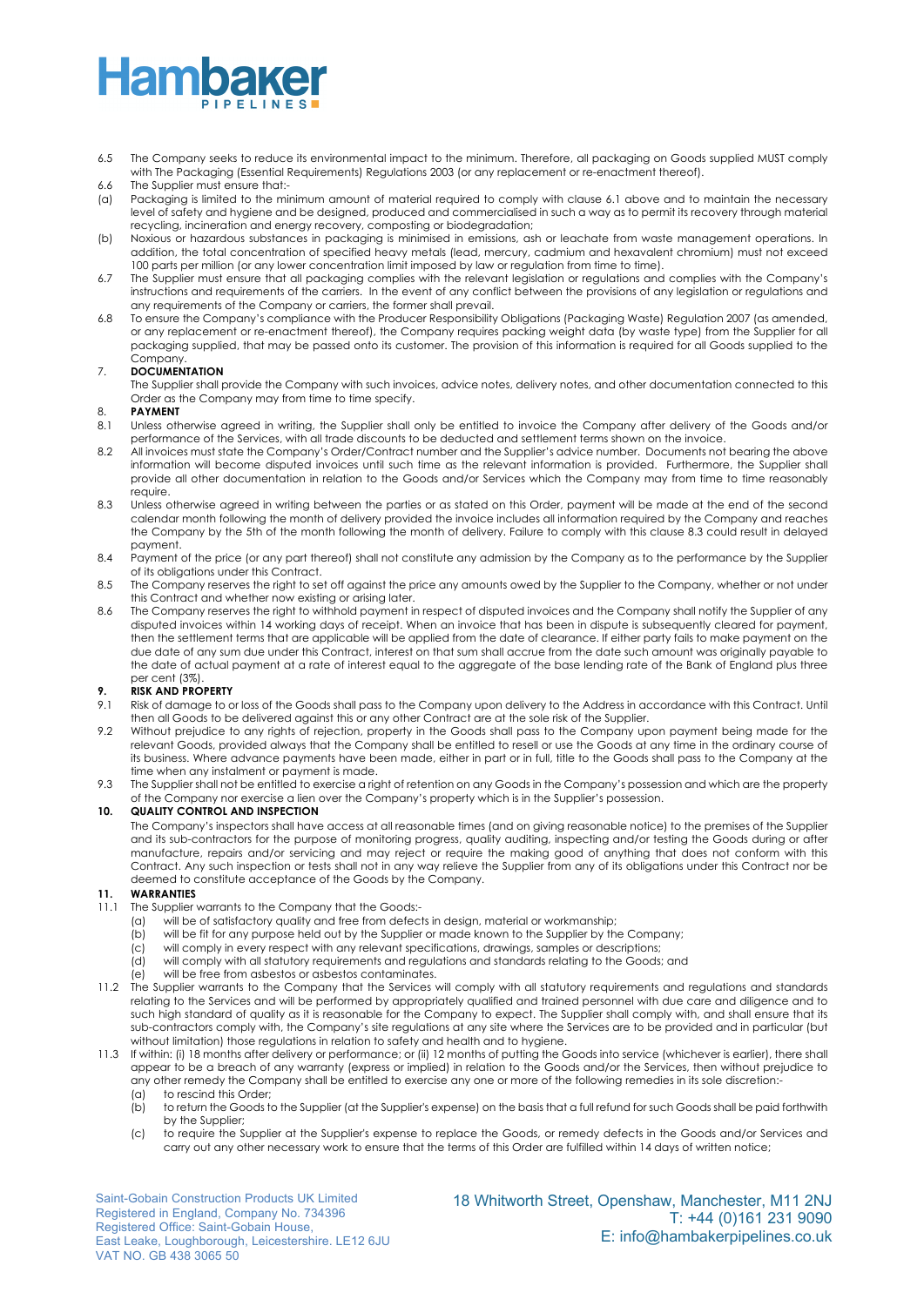6.5 The Company seeks to reduce its environmental impact to the minimum. Therefore, all packaging on Goods supplied MUST comply with The Packaging (Essential Requirements) Regulations 2003 (or any replacement or re-enactment thereof).

6.6 The Supplier must ensure that:-

(a) Packaging is limited to the minimum amount of material required to comply with clause 6.1 above and to maintain the necessary level of safety and hygiene and be designed, produced and commercialised in such a way as to permit its recovery through material recycling, incineration and energy recovery, composting or biodegradation;

(b) Noxious or hazardous substances in packaging is minimised in emissions, ash or leachate from waste management operations. In addition, the total concentration of specified heavy metals (lead, mercury, cadmium and hexavalent chromium) must not exceed 100 parts per million (or any lower concentration limit imposed by law or regulation from time to time).

6.7 The Supplier must ensure that all packaging complies with the relevant legislation or regulations and complies with the Company's instructions and requirements of the carriers. In the event of any conflict between the provisions of any legislation or regulations and any requirements of the Company or carriers, the former shall prevail.

6.8 To ensure the Company's compliance with the Producer Responsibility Obligations (Packaging Waste) Regulation 2007 (as amended, or any replacement or re-enactment thereof), the Company requires packing weight data (by waste type) from the Supplier for all packaging supplied, that may be passed onto its customer. The provision of this information is required for all Goods supplied to the Company.

## 7. DOCUMENTATION

The Supplier shall provide the Company with such invoices, advice notes, delivery notes, and other documentation connected to this Order as the Company may from time to time specify.

## 8. PAYMENT

8.1 Unless otherwise agreed in writing, the Supplier shall only be entitled to invoice the Company after delivery of the Goods and/or performance of the Services, with all trade discounts to be deducted and settlement terms shown on the invoice.

8.2 All invoices must state the Company's Order/Contract number and the Supplier's advice number. Documents not bearing the above information will become disputed invoices until such time as the relevant information is provided. Furthermore, the Supplier shall provide all other documentation in relation to the Goods and/or Services which the Company may from time to time reasonably require.

8.3 Unless otherwise agreed in writing between the parties or as stated on this Order, payment will be made at the end of the second calendar month following the month of delivery provided the invoice includes all information required by the Company and reaches the Company by the 5th of the month following the month of delivery. Failure to comply with this clause 8.3 could result in delayed payment.

8.4 Payment of the price (or any part thereof) shall not constitute any admission by the Company as to the performance by the Supplier of its obligations under this Contract.

8.5 The Company reserves the right to set off against the price any amounts owed by the Supplier to the Company, whether or not under this Contract and whether now existing or arising later.

8.6 The Company reserves the right to withhold payment in respect of disputed invoices and the Company shall notify the Supplier of any disputed invoices within 14 working days of receipt. When an invoice that has been in dispute is subsequently cleared for payment, then the settlement terms that are applicable will be applied from the date of clearance. If either party fails to make payment on the due date of any sum due under this Contract, interest on that sum shall accrue from the date such amount was originally payable to the date of actual payment at a rate of interest equal to the aggregate of the base lending rate of the Bank of England plus three per cent (3%).

## 9. RISK AND PROPERTY

9.1 Risk of damage to or loss of the Goods shall pass to the Company upon delivery to the Address in accordance with this Contract. Until then all Goods to be delivered against this or any other Contract are at the sole risk of the Supplier.

9.2 Without prejudice to any rights of rejection, property in the Goods shall pass to the Company upon payment being made for the relevant Goods, provided always that the Company shall be entitled to resell or use the Goods at any time in the ordinary course of its business. Where advance payments have been made, either in part or in full, title to the Goods shall pass to the Company at the time when any instalment or payment is made.

9.3 The Supplier shall not be entitled to exercise a right of retention on any Goods in the Company's possession and which are the property of the Company nor exercise a lien over the Company's property which is in the Supplier's possession.

## 10. QUALITY CONTROL AND INSPECTION

The Company's inspectors shall have access at all reasonable times (and on giving reasonable notice) to the premises of the Supplier and its sub-contractors for the purpose of monitoring progress, quality auditing, inspecting and/or testing the Goods during or after manufacture, repairs and/or servicing and may reject or require the making good of anything that does not conform with this Contract. Any such inspection or tests shall not in any way relieve the Supplier from any of its obligations under this Contract nor be deemed to constitute acceptance of the Goods by the Company.

## 11. WARRANTIES

11.1 The Supplier warrants to the Company that the Goods:-

(a) will be of satisfactory quality and free from defects in design, material or workmanship;
(b) will be fit for any purpose held out by the Supplier or made known to the Supplier by the Company;
(c) will comply in every respect with any relevant specifications, drawings, samples or descriptions;
(d) will comply with all statutory requirements and regulations and standards relating to the Goods; and
(e) will be free from asbestos or asbestos contaminates.

11.2 The Supplier warrants to the Company that the Services will comply with all statutory requirements and regulations and standards relating to the Services and will be performed by appropriately qualified and trained personnel with due care and diligence and to such high standard of quality as it is reasonable for the Company to expect. The Supplier shall comply with, and shall ensure that its sub-contractors comply with, the Company's site regulations at any site where the Services are to be provided and in particular (but without limitation) those regulations in relation to safety and health and to hygiene.

11.3 If within: (i) 18 months after delivery or performance; or (ii) 12 months of putting the Goods into service (whichever is earlier), there shall appear to be a breach of any warranty (express or implied) in relation to the Goods and/or the Services, then without prejudice to any other remedy the Company shall be entitled to exercise any one or more of the following remedies in its sole discretion:-

(a) to rescind this Order;
(b) to return the Goods to the Supplier (at the Supplier's expense) on the basis that a full refund for such Goods shall be paid forthwith by the Supplier;
(c) to require the Supplier at the Supplier's expense to replace the Goods, or remedy defects in the Goods and/or Services and carry out any other necessary work to ensure that the terms of this Order are fulfilled within 14 days of written notice;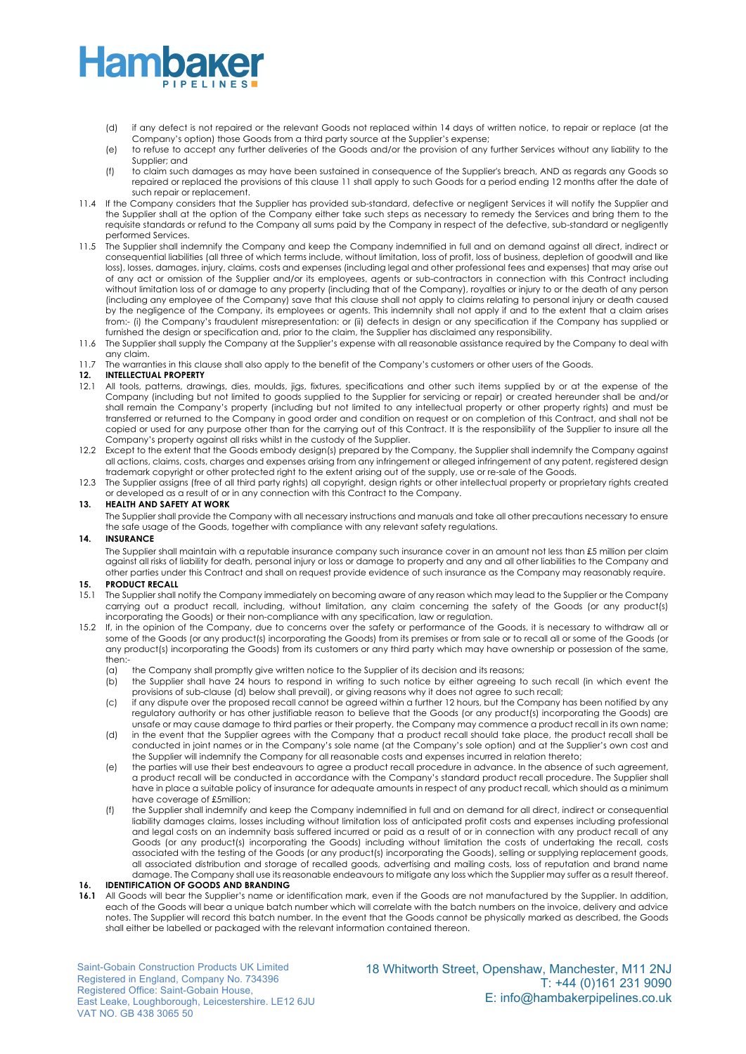(d) if any defect is not repaired or the relevant Goods not replaced within 14 days of written notice, to repair or replace (at the Company's option) those Goods from a third party source at the Supplier's expense;

(e) to refuse to accept any further deliveries of the Goods and/or the provision of any further Services without any liability to the Supplier; and

(f) to claim such damages as may have been sustained in consequence of the Supplier's breach, AND as regards any Goods so repaired or replaced the provisions of this clause 11 shall apply to such Goods for a period ending 12 months after the date of such repair or replacement.

11.4 If the Company considers that the Supplier has provided sub-standard, defective or negligent Services it will notify the Supplier and the Supplier shall at the option of the Company either take such steps as necessary to remedy the Services and bring them to the requisite standards or refund to the Company all sums paid by the Company in respect of the defective, sub-standard or negligently performed Services.

11.5 The Supplier shall indemnify the Company and keep the Company indemnified in full and on demand against all direct, indirect or consequential liabilities (all three of which terms include, without limitation, loss of profit, loss of business, depletion of goodwill and like loss), losses, damages, injury, claims, costs and expenses (including legal and other professional fees and expenses) that may arise out of any act or omission of the Supplier and/or its employees, agents or sub-contractors in connection with this Contract including without limitation loss of or damage to any property (including that of the Company), royalties or injury to or the death of any person (including any employee of the Company) save that this clause shall not apply to claims relating to personal injury or death caused by the negligence of the Company, its employees or agents. This indemnity shall not apply if and to the extent that a claim arises from:- (i) the Company's fraudulent misrepresentation: or (ii) defects in design or any specification if the Company has supplied or furnished the design or specification and, prior to the claim, the Supplier has disclaimed any responsibility.

11.6 The Supplier shall supply the Company at the Supplier's expense with all reasonable assistance required by the Company to deal with any claim.

11.7 The warranties in this clause shall also apply to the benefit of the Company's customers or other users of the Goods.

**12. INTELLECTUAL PROPERTY**

12.1 All tools, patterns, drawings, dies, moulds, jigs, fixtures, specifications and other such items supplied by or at the expense of the Company (including but not limited to goods supplied to the Supplier for servicing or repair) or created hereunder shall be and/or shall remain the Company's property (including but not limited to any intellectual property or other property rights) and must be transferred or returned to the Company in good order and condition on request or on completion of this Contract, and shall not be copied or used for any purpose other than for the carrying out of this Contract. It is the responsibility of the Supplier to insure all the Company's property against all risks whilst in the custody of the Supplier.

12.2 Except to the extent that the Goods embody design(s) prepared by the Company, the Supplier shall indemnify the Company against all actions, claims, costs, charges and expenses arising from any infringement or alleged infringement of any patent, registered design trademark copyright or other protected right to the extent arising out of the supply, use or re-sale of the Goods.

12.3 The Supplier assigns (free of all third party rights) all copyright, design rights or other intellectual property or proprietary rights created or developed as a result of or in any connection with this Contract to the Company.

**13. HEALTH AND SAFETY AT WORK**

The Supplier shall provide the Company with all necessary instructions and manuals and take all other precautions necessary to ensure the safe usage of the Goods, together with compliance with any relevant safety regulations.

**14. INSURANCE**

The Supplier shall maintain with a reputable insurance company such insurance cover in an amount not less than £5 million per claim against all risks of liability for death, personal injury or loss or damage to property and any and all other liabilities to the Company and other parties under this Contract and shall on request provide evidence of such insurance as the Company may reasonably require.

**15. PRODUCT RECALL**

15.1 The Supplier shall notify the Company immediately on becoming aware of any reason which may lead to the Supplier or the Company carrying out a product recall, including, without limitation, any claim concerning the safety of the Goods (or any product(s) incorporating the Goods) or their non-compliance with any specification, law or regulation.

15.2 If, in the opinion of the Company, due to concerns over the safety or performance of the Goods, it is necessary to withdraw all or some of the Goods (or any product(s) incorporating the Goods) from its premises or from sale or to recall all or some of the Goods (or any product(s) incorporating the Goods) from its customers or any third party which may have ownership or possession of the same, then:-

(a) the Company shall promptly give written notice to the Supplier of its decision and its reasons;

(b) the Supplier shall have 24 hours to respond in writing to such notice by either agreeing to such recall (in which event the provisions of sub-clause (d) below shall prevail), or giving reasons why it does not agree to such recall;

(c) if any dispute over the proposed recall cannot be agreed within a further 12 hours, but the Company has been notified by any regulatory authority or has other justifiable reason to believe that the Goods (or any product(s) incorporating the Goods) are unsafe or may cause damage to third parties or their property, the Company may commence a product recall in its own name;

(d) in the event that the Supplier agrees with the Company that a product recall should take place, the product recall shall be conducted in joint names or in the Company's sole name (at the Company's sole option) and at the Supplier's own cost and the Supplier will indemnify the Company for all reasonable costs and expenses incurred in relation thereto;

(e) the parties will use their best endeavours to agree a product recall procedure in advance. In the absence of such agreement, a product recall will be conducted in accordance with the Company's standard product recall procedure. The Supplier shall have in place a suitable policy of insurance for adequate amounts in respect of any product recall, which should as a minimum have coverage of £5million;

(f) the Supplier shall indemnify and keep the Company indemnified in full and on demand for all direct, indirect or consequential liability damages claims, losses including without limitation loss of anticipated profit costs and expenses including professional and legal costs on an indemnity basis suffered incurred or paid as a result of or in connection with any product recall of any Goods (or any product(s) incorporating the Goods) including without limitation the costs of undertaking the recall, costs associated with the testing of the Goods (or any product(s) incorporating the Goods), selling or supplying replacement goods, all associated distribution and storage of recalled goods, advertising and mailing costs, loss of reputation and brand name damage. The Company shall use its reasonable endeavours to mitigate any loss which the Supplier may suffer as a result thereof.

**16. IDENTIFICATION OF GOODS AND BRANDING**

**16.1** All Goods will bear the Supplier's name or identification mark, even if the Goods are not manufactured by the Supplier. In addition, each of the Goods will bear a unique batch number which will correlate with the batch numbers on the invoice, delivery and advice notes. The Supplier will record this batch number. In the event that the Goods cannot be physically marked as described, the Goods shall either be labelled or packaged with the relevant information contained thereon.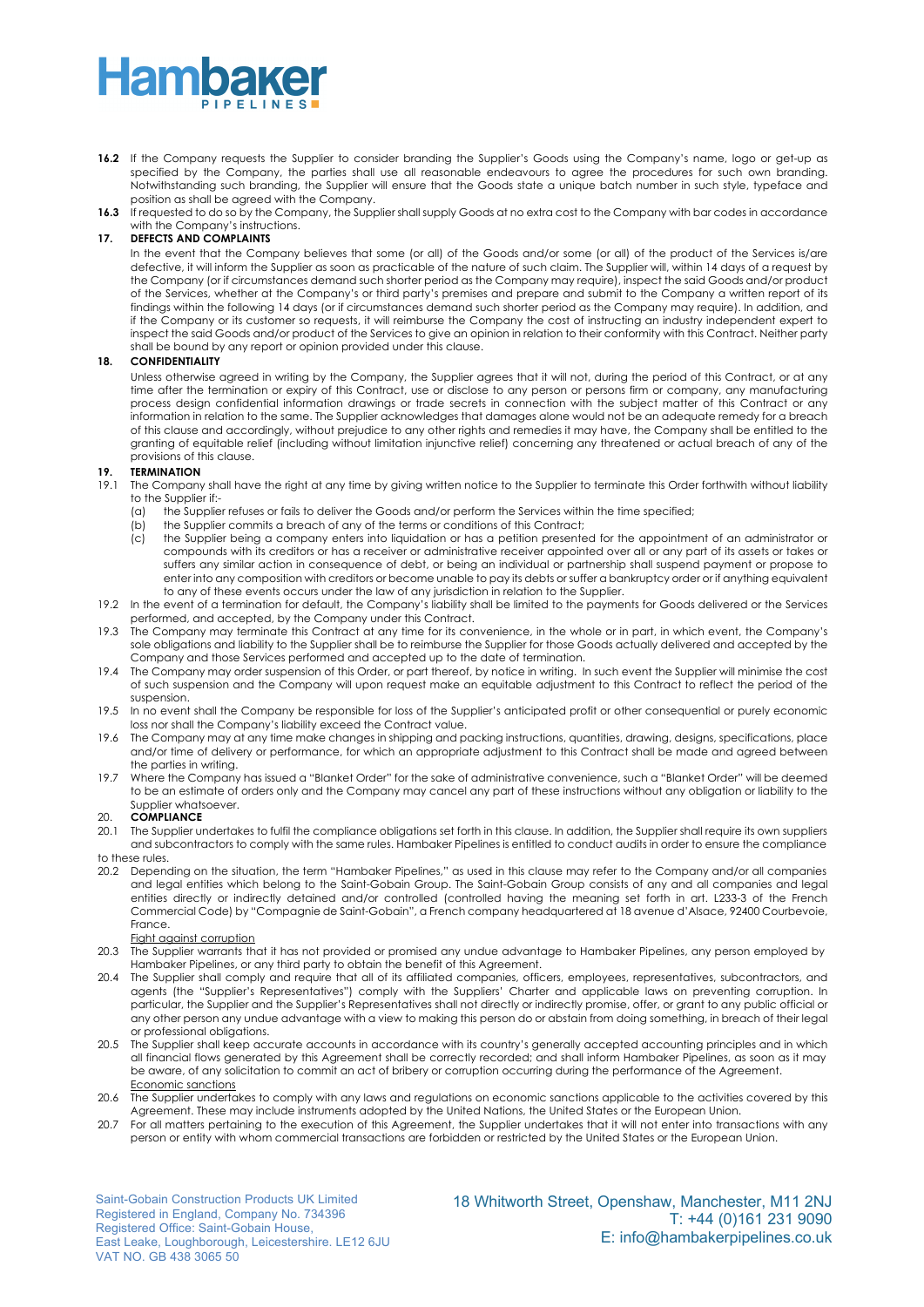**16.2** If the Company requests the Supplier to consider branding the Supplier's Goods using the Company's name, logo or get-up as specified by the Company, the parties shall use all reasonable endeavours to agree the procedures for such own branding. Notwithstanding such branding, the Supplier will ensure that the Goods state a unique batch number in such style, typeface and position as shall be agreed with the Company.

**16.3** If requested to do so by the Company, the Supplier shall supply Goods at no extra cost to the Company with bar codes in accordance with the Company's instructions.

## 17. DEFECTS AND COMPLAINTS

In the event that the Company believes that some (or all) of the Goods and/or some (or all) of the product of the Services is/are defective, it will inform the Supplier as soon as practicable of the nature of such claim. The Supplier will, within 14 days of a request by the Company (or if circumstances demand such shorter period as the Company may require), inspect the said Goods and/or product of the Services, whether at the Company's or third party's premises and prepare and submit to the Company a written report of its findings within the following 14 days (or if circumstances demand such shorter period as the Company may require). In addition, and if the Company or its customer so requests, it will reimburse the Company the cost of instructing an industry independent expert to inspect the said Goods and/or product of the Services to give an opinion in relation to their conformity with this Contract. Neither party shall be bound by any report or opinion provided under this clause.

## 18. CONFIDENTIALITY

Unless otherwise agreed in writing by the Company, the Supplier agrees that it will not, during the period of this Contract, or at any time after the termination or expiry of this Contract, use or disclose to any person or persons firm or company, any manufacturing process design confidential information drawings or trade secrets in connection with the subject matter of this Contract or any information in relation to the same. The Supplier acknowledges that damages alone would not be an adequate remedy for a breach of this clause and accordingly, without prejudice to any other rights and remedies it may have, the Company shall be entitled to the granting of equitable relief (including without limitation injunctive relief) concerning any threatened or actual breach of any of the provisions of this clause.

## 19. TERMINATION

19.1 The Company shall have the right at any time by giving written notice to the Supplier to terminate this Order forthwith without liability to the Supplier if:-

- (a) the Supplier refuses or fails to deliver the Goods and/or perform the Services within the time specified;
- (b) the Supplier commits a breach of any of the terms or conditions of this Contract;
- (c) the Supplier being a company enters into liquidation or has a petition presented for the appointment of an administrator or compounds with its creditors or has a receiver or administrative receiver appointed over all or any part of its assets or takes or suffers any similar action in consequence of debt, or being an individual or partnership shall suspend payment or propose to enter into any composition with creditors or become unable to pay its debts or suffer a bankruptcy order or if anything equivalent to any of these events occurs under the law of any jurisdiction in relation to the Supplier.

19.2 In the event of a termination for default, the Company's liability shall be limited to the payments for Goods delivered or the Services performed, and accepted, by the Company under this Contract.

19.3 The Company may terminate this Contract at any time for its convenience, in the whole or in part, in which event, the Company's sole obligations and liability to the Supplier shall be to reimburse the Supplier for those Goods actually delivered and accepted by the Company and those Services performed and accepted up to the date of termination.

19.4 The Company may order suspension of this Order, or part thereof, by notice in writing. In such event the Supplier will minimise the cost of such suspension and the Company will upon request make an equitable adjustment to this Contract to reflect the period of the suspension.

19.5 In no event shall the Company be responsible for loss of the Supplier's anticipated profit or other consequential or purely economic loss nor shall the Company's liability exceed the Contract value.

19.6 The Company may at any time make changes in shipping and packing instructions, quantities, drawing, designs, specifications, place and/or time of delivery or performance, for which an appropriate adjustment to this Contract shall be made and agreed between the parties in writing.

19.7 Where the Company has issued a "Blanket Order" for the sake of administrative convenience, such a "Blanket Order" will be deemed to be an estimate of orders only and the Company may cancel any part of these instructions without any obligation or liability to the Supplier whatsoever.

## 20. COMPLIANCE

20.1 The Supplier undertakes to fulfil the compliance obligations set forth in this clause. In addition, the Supplier shall require its own suppliers and subcontractors to comply with the same rules. Hambaker Pipelines is entitled to conduct audits in order to ensure the compliance to these rules.

20.2 Depending on the situation, the term "Hambaker Pipelines," as used in this clause may refer to the Company and/or all companies and legal entities which belong to the Saint-Gobain Group. The Saint-Gobain Group consists of any and all companies and legal entities directly or indirectly detained and/or controlled (controlled having the meaning set forth in art. L233-3 of the French Commercial Code) by "Compagnie de Saint-Gobain", a French company headquartered at 18 avenue d'Alsace, 92400 Courbevoie, France.

<u>Fight against corruption</u>

20.3 The Supplier warrants that it has not provided or promised any undue advantage to Hambaker Pipelines, any person employed by Hambaker Pipelines, or any third party to obtain the benefit of this Agreement.

20.4 The Supplier shall comply and require that all of its affiliated companies, officers, employees, representatives, subcontractors, and agents (the "Supplier's Representatives") comply with the Suppliers' Charter and applicable laws on preventing corruption. In particular, the Supplier and the Supplier's Representatives shall not directly or indirectly promise, offer, or grant to any public official or any other person any undue advantage with a view to making this person do or abstain from doing something, in breach of their legal or professional obligations.

20.5 The Supplier shall keep accurate accounts in accordance with its country's generally accepted accounting principles and in which all financial flows generated by this Agreement shall be correctly recorded; and shall inform Hambaker Pipelines, as soon as it may be aware, of any solicitation to commit an act of bribery or corruption occurring during the performance of the Agreement.

<u>Economic sanctions</u>

20.6 The Supplier undertakes to comply with any laws and regulations on economic sanctions applicable to the activities covered by this Agreement. These may include instruments adopted by the United Nations, the United States or the European Union.

20.7 For all matters pertaining to the execution of this Agreement, the Supplier undertakes that it will not enter into transactions with any person or entity with whom commercial transactions are forbidden or restricted by the United States or the European Union.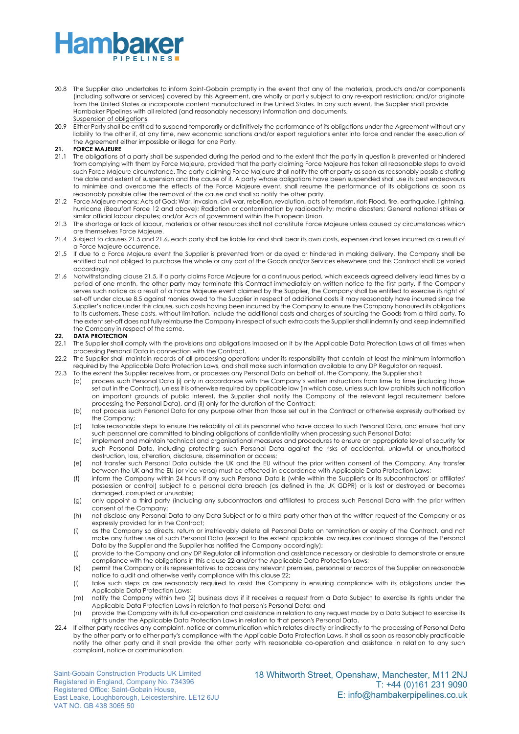20.8 The Supplier also undertakes to inform Saint-Gobain promptly in the event that any of the materials, products and/or components (including software or services) covered by this Agreement, are wholly or partly subject to any re-export restriction; and/or originate from the United States or incorporate content manufactured in the United States. In any such event, the Supplier shall provide Hambaker Pipelines with all related (and reasonably necessary) information and documents.

Suspension of obligations

20.9 Either Party shall be entitled to suspend temporarily or definitively the performance of its obligations under the Agreement without any liability to the other if, at any time, new economic sanctions and/or export regulations enter into force and render the execution of the Agreement either impossible or illegal for one Party.

## 21. FORCE MAJEURE

21.1 The obligations of a party shall be suspended during the period and to the extent that the party in question is prevented or hindered from complying with them by Force Majeure, provided that the party claiming Force Majeure has taken all reasonable steps to avoid such Force Majeure circumstance. The party claiming Force Majeure shall notify the other party as soon as reasonably possible stating the date and extent of suspension and the cause of it. A party whose obligations have been suspended shall use its best endeavours to minimise and overcome the effects of the Force Majeure event, shall resume the performance of its obligations as soon as reasonably possible after the removal of the cause and shall so notify the other party.

21.2 Force Majeure means: Acts of God; War, invasion, civil war, rebellion, revolution, acts of terrorism, riot; Flood, fire, earthquake, lightning, hurricane (Beaufort Force 12 and above); Radiation or contamination by radioactivity; marine disasters; General national strikes or similar official labour disputes; and/or Acts of government within the European Union.

21.3 The shortage or lack of labour, materials or other resources shall not constitute Force Majeure unless caused by circumstances which are themselves Force Majeure.

21.4 Subject to clauses 21.5 and 21.6, each party shall be liable for and shall bear its own costs, expenses and losses incurred as a result of a Force Majeure occurrence.

21.5 If due to a Force Majeure event the Supplier is prevented from or delayed or hindered in making delivery, the Company shall be entitled but not obliged to purchase the whole or any part of the Goods and/or Services elsewhere and this Contract shall be varied accordingly.

21.6 Notwithstanding clause 21.5, if a party claims Force Majeure for a continuous period, which exceeds agreed delivery lead times by a period of one month, the other party may terminate this Contract immediately on written notice to the first party. If the Company serves such notice as a result of a Force Majeure event claimed by the Supplier, the Company shall be entitled to exercise its right of set-off under clause 8.5 against monies owed to the Supplier in respect of additional costs it may reasonably have incurred since the Supplier's notice under this clause, such costs having been incurred by the Company to ensure the Company honoured its obligations to its customers. These costs, without limitation, include the additional costs and charges of sourcing the Goods from a third party. To the extent set-off does not fully reimburse the Company in respect of such extra costs the Supplier shall indemnify and keep indemnified the Company in respect of the same.

## 22. DATA PROTECTION

22.1 The Supplier shall comply with the provisions and obligations imposed on it by the Applicable Data Protection Laws at all times when processing Personal Data in connection with the Contract.

22.2 The Supplier shall maintain records of all processing operations under its responsibility that contain at least the minimum information required by the Applicable Data Protection Laws, and shall make such information available to any DP Regulator on request.

22.3 To the extent the Supplier receives from, or processes any Personal Data on behalf of, the Company, the Supplier shall:

- (a) process such Personal Data (i) only in accordance with the Company's written instructions from time to time (including those set out in the Contract), unless it is otherwise required by applicable law (in which case, unless such law prohibits such notification on important grounds of public interest, the Supplier shall notify the Company of the relevant legal requirement before processing the Personal Data), and (ii) only for the duration of the Contract;
- (b) not process such Personal Data for any purpose other than those set out in the Contract or otherwise expressly authorised by the Company;
- (c) take reasonable steps to ensure the reliability of all its personnel who have access to such Personal Data, and ensure that any such personnel are committed to binding obligations of confidentiality when processing such Personal Data;
- (d) implement and maintain technical and organisational measures and procedures to ensure an appropriate level of security for such Personal Data, including protecting such Personal Data against the risks of accidental, unlawful or unauthorised destruction, loss, alteration, disclosure, dissemination or access;
- (e) not transfer such Personal Data outside the UK and the EU without the prior written consent of the Company. Any transfer between the UK and the EU (or vice versa) must be effected in accordance with Applicable Data Protection Laws;
- (f) inform the Company within 24 hours if any such Personal Data is (while within the Supplier's or its subcontractors' or affiliates' possession or control) subject to a personal data breach (as defined in the UK GDPR) or is lost or destroyed or becomes damaged, corrupted or unusable;
- (g) only appoint a third party (including any subcontractors and affiliates) to process such Personal Data with the prior written consent of the Company;
- (h) not disclose any Personal Data to any Data Subject or to a third party other than at the written request of the Company or as expressly provided for in the Contract;
- (i) as the Company so directs, return or irretrievably delete all Personal Data on termination or expiry of the Contract, and not make any further use of such Personal Data (except to the extent applicable law requires continued storage of the Personal Data by the Supplier and the Supplier has notified the Company accordingly);
- (j) provide to the Company and any DP Regulator all information and assistance necessary or desirable to demonstrate or ensure compliance with the obligations in this clause 22 and/or the Applicable Data Protection Laws;
- (k) permit the Company or its representatives to access any relevant premises, personnel or records of the Supplier on reasonable notice to audit and otherwise verify compliance with this clause 22;
- (l) take such steps as are reasonably required to assist the Company in ensuring compliance with its obligations under the Applicable Data Protection Laws;
- (m) notify the Company within two (2) business days if it receives a request from a Data Subject to exercise its rights under the Applicable Data Protection Laws in relation to that person's Personal Data; and
- (n) provide the Company with its full co-operation and assistance in relation to any request made by a Data Subject to exercise its rights under the Applicable Data Protection Laws in relation to that person's Personal Data.

22.4 If either party receives any complaint, notice or communication which relates directly or indirectly to the processing of Personal Data by the other party or to either party's compliance with the Applicable Data Protection Laws, it shall as soon as reasonably practicable notify the other party and it shall provide the other party with reasonable co-operation and assistance in relation to any such complaint, notice or communication.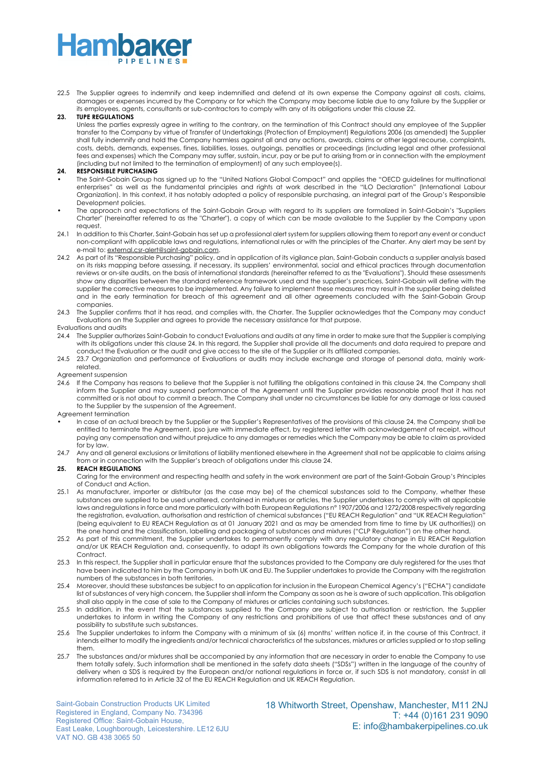22.5 The Supplier agrees to indemnify and keep indemnified and defend at its own expense the Company against all costs, claims, damages or expenses incurred by the Company or for which the Company may become liable due to any failure by the Supplier or its employees, agents, consultants or sub-contractors to comply with any of its obligations under this clause 22.

**23. TUPE REGULATIONS**

Unless the parties expressly agree in writing to the contrary, on the termination of this Contract should any employee of the Supplier transfer to the Company by virtue of Transfer of Undertakings (Protection of Employment) Regulations 2006 (as amended) the Supplier shall fully indemnify and hold the Company harmless against all and any actions, awards, claims or other legal recourse, complaints, costs, debts, demands, expenses, fines, liabilities, losses, outgoings, penalties or proceedings (including legal and other professional fees and expenses) which the Company may suffer, sustain, incur, pay or be put to arising from or in connection with the employment (including but not limited to the termination of employment) of any such employee(s).

**24. RESPONSIBLE PURCHASING**

- The Saint-Gobain Group has signed up to the "United Nations Global Compact" and applies the "OECD guidelines for multinational enterprises" as well as the fundamental principles and rights at work described in the "ILO Declaration" (International Labour Organization). In this context, it has notably adopted a policy of responsible purchasing, an integral part of the Group's Responsible Development policies.
- The approach and expectations of the Saint-Gobain Group with regard to its suppliers are formalized in Saint-Gobain's "Suppliers Charter" (hereinafter referred to as the "Charter"), a copy of which can be made available to the Supplier by the Company upon request.

24.1 In addition to this Charter, Saint-Gobain has set up a professional alert system for suppliers allowing them to report any event or conduct non-compliant with applicable laws and regulations, international rules or with the principles of the Charter. Any alert may be sent by e-mail to: external.csr-alert@saint-gobain.com.

24.2 As part of its "Responsible Purchasing" policy, and in application of its vigilance plan, Saint-Gobain conducts a supplier analysis based on its risks mapping before assessing, if necessary, its suppliers' environmental, social and ethical practices through documentation reviews or on-site audits, on the basis of international standards (hereinafter referred to as the "Evaluations"). Should these assessments show any disparities between the standard reference framework used and the supplier's practices, Saint-Gobain will define with the supplier the corrective measures to be implemented. Any failure to implement these measures may result in the supplier being delisted and in the early termination for breach of this agreement and all other agreements concluded with the Saint-Gobain Group companies.

24.3 The Supplier confirms that it has read, and complies with, the Charter. The Supplier acknowledges that the Company may conduct Evaluations on the Supplier and agrees to provide the necessary assistance for that purpose.

Evaluations and audits

24.4 The Supplier authorizes Saint-Gobain to conduct Evaluations and audits at any time in order to make sure that the Supplier is complying with its obligations under this clause 24. In this regard, the Supplier shall provide all the documents and data required to prepare and conduct the Evaluation or the audit and give access to the site of the Supplier or its affiliated companies.

24.5 23.7 Organization and performance of Evaluations or audits may include exchange and storage of personal data, mainly work-related.

Agreement suspension

24.6 If the Company has reasons to believe that the Supplier is not fulfilling the obligations contained in this clause 24, the Company shall inform the Supplier and may suspend performance of the Agreement until the Supplier provides reasonable proof that it has not committed or is not about to commit a breach. The Company shall under no circumstances be liable for any damage or loss caused to the Supplier by the suspension of the Agreement.

Agreement termination

- In case of an actual breach by the Supplier or the Supplier's Representatives of the provisions of this clause 24, the Company shall be entitled to terminate the Agreement, ipso jure with immediate effect, by registered letter with acknowledgement of receipt, without paying any compensation and without prejudice to any damages or remedies which the Company may be able to claim as provided for by law.

24.7 Any and all general exclusions or limitations of liability mentioned elsewhere in the Agreement shall not be applicable to claims arising from or in connection with the Supplier's breach of obligations under this clause 24.

**25. REACH REGULATIONS**

Caring for the environment and respecting health and safety in the work environment are part of the Saint-Gobain Group's Principles of Conduct and Action.

25.1 As manufacturer, importer or distributor (as the case may be) of the chemical substances sold to the Company, whether these substances are supplied to be used unaltered, contained in mixtures or articles, the Supplier undertakes to comply with all applicable laws and regulations in force and more particularly with both European Regulations n° 1907/2006 and 1272/2008 respectively regarding the registration, evaluation, authorisation and restriction of chemical substances ("EU REACH Regulation" and "UK REACH Regulation" (being equivalent to EU REACH Regulation as at 01 January 2021 and as may be amended from time to time by UK authorities)) on the one hand and the classification, labelling and packaging of substances and mixtures ("CLP Regulation") on the other hand.

25.2 As part of this commitment, the Supplier undertakes to permanently comply with any regulatory change in EU REACH Regulation and/or UK REACH Regulation and, consequently, to adapt its own obligations towards the Company for the whole duration of this Contract.

25.3 In this respect, the Supplier shall in particular ensure that the substances provided to the Company are duly registered for the uses that have been indicated to him by the Company in both UK and EU. The Supplier undertakes to provide the Company with the registration numbers of the substances in both territories.

25.4 Moreover, should these substances be subject to an application for inclusion in the European Chemical Agency's ("ECHA") candidate list of substances of very high concern, the Supplier shall inform the Company as soon as he is aware of such application. This obligation shall also apply in the case of sale to the Company of mixtures or articles containing such substances.

25.5 In addition, in the event that the substances supplied to the Company are subject to authorisation or restriction, the Supplier undertakes to inform in writing the Company of any restrictions and prohibitions of use that affect these substances and of any possibility to substitute such substances.

25.6 The Supplier undertakes to inform the Company with a minimum of six (6) months' written notice if, in the course of this Contract, it intends either to modify the ingredients and/or technical characteristics of the substances, mixtures or articles supplied or to stop selling them.

25.7 The substances and/or mixtures shall be accompanied by any information that are necessary in order to enable the Company to use them totally safely. Such information shall be mentioned in the safety data sheets ("SDSs") written in the language of the country of delivery when a SDS is required by the European and/or national regulations in force or, if such SDS is not mandatory, consist in all information referred to in Article 32 of the EU REACH Regulation and UK REACH Regulation.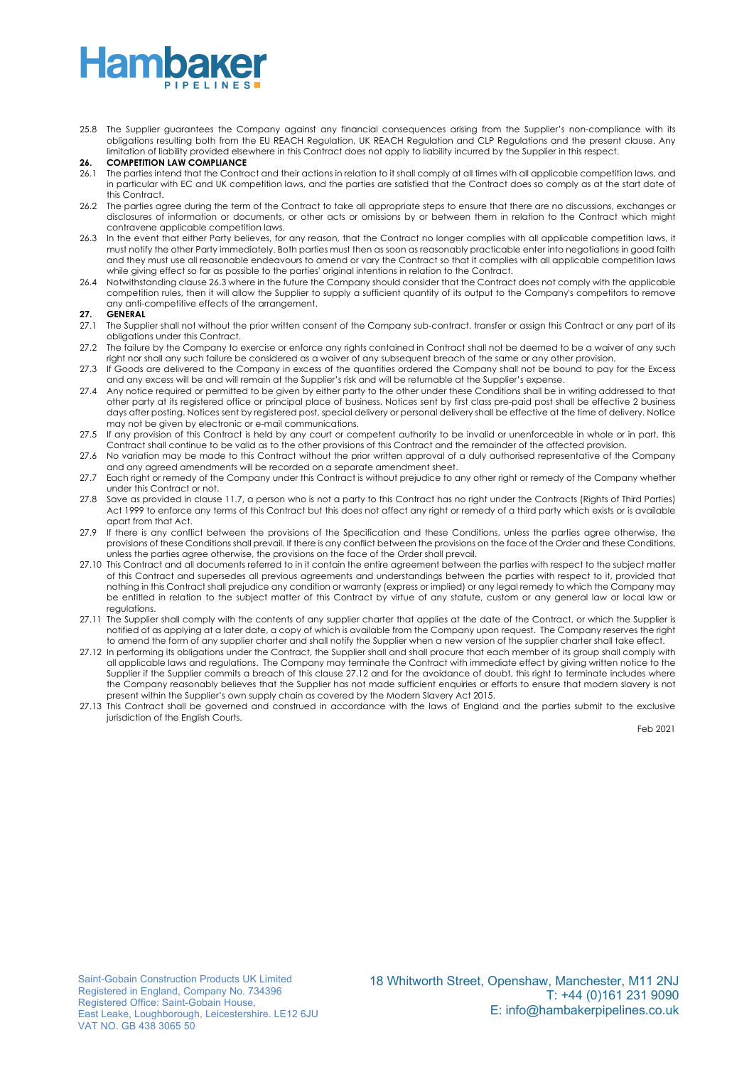25.8 The Supplier guarantees the Company against any financial consequences arising from the Supplier's non-compliance with its obligations resulting both from the EU REACH Regulation, UK REACH Regulation and CLP Regulations and the present clause. Any limitation of liability provided elsewhere in this Contract does not apply to liability incurred by the Supplier in this respect.

**26. COMPETITION LAW COMPLIANCE**

26.1 The parties intend that the Contract and their actions in relation to it shall comply at all times with all applicable competition laws, and in particular with EC and UK competition laws, and the parties are satisfied that the Contract does so comply as at the start date of this Contract.

26.2 The parties agree during the term of the Contract to take all appropriate steps to ensure that there are no discussions, exchanges or disclosures of information or documents, or other acts or omissions by or between them in relation to the Contract which might contravene applicable competition laws.

26.3 In the event that either Party believes, for any reason, that the Contract no longer complies with all applicable competition laws, it must notify the other Party immediately. Both parties must then as soon as reasonably practicable enter into negotiations in good faith and they must use all reasonable endeavours to amend or vary the Contract so that it complies with all applicable competition laws while giving effect so far as possible to the parties' original intentions in relation to the Contract.

26.4 Notwithstanding clause 26.3 where in the future the Company should consider that the Contract does not comply with the applicable competition rules, then it will allow the Supplier to supply a sufficient quantity of its output to the Company's competitors to remove any anti-competitive effects of the arrangement.

**27. GENERAL**

27.1 The Supplier shall not without the prior written consent of the Company sub-contract, transfer or assign this Contract or any part of its obligations under this Contract.

27.2 The failure by the Company to exercise or enforce any rights contained in Contract shall not be deemed to be a waiver of any such right nor shall any such failure be considered as a waiver of any subsequent breach of the same or any other provision.

27.3 If Goods are delivered to the Company in excess of the quantities ordered the Company shall not be bound to pay for the Excess and any excess will be and will remain at the Supplier's risk and will be returnable at the Supplier's expense.

27.4 Any notice required or permitted to be given by either party to the other under these Conditions shall be in writing addressed to that other party at its registered office or principal place of business. Notices sent by first class pre-paid post shall be effective 2 business days after posting. Notices sent by registered post, special delivery or personal delivery shall be effective at the time of delivery. Notice may not be given by electronic or e-mail communications.

27.5 If any provision of this Contract is held by any court or competent authority to be invalid or unenforceable in whole or in part, this Contract shall continue to be valid as to the other provisions of this Contract and the remainder of the affected provision.

27.6 No variation may be made to this Contract without the prior written approval of a duly authorised representative of the Company and any agreed amendments will be recorded on a separate amendment sheet.

27.7 Each right or remedy of the Company under this Contract is without prejudice to any other right or remedy of the Company whether under this Contract or not.

27.8 Save as provided in clause 11.7, a person who is not a party to this Contract has no right under the Contracts (Rights of Third Parties) Act 1999 to enforce any terms of this Contract but this does not affect any right or remedy of a third party which exists or is available apart from that Act.

27.9 If there is any conflict between the provisions of the Specification and these Conditions, unless the parties agree otherwise, the provisions of these Conditions shall prevail. If there is any conflict between the provisions on the face of the Order and these Conditions, unless the parties agree otherwise, the provisions on the face of the Order shall prevail.

27.10 This Contract and all documents referred to in it contain the entire agreement between the parties with respect to the subject matter of this Contract and supersedes all previous agreements and understandings between the parties with respect to it, provided that nothing in this Contract shall prejudice any condition or warranty (express or implied) or any legal remedy to which the Company may be entitled in relation to the subject matter of this Contract by virtue of any statute, custom or any general law or local law or regulations.

27.11 The Supplier shall comply with the contents of any supplier charter that applies at the date of the Contract, or which the Supplier is notified of as applying at a later date, a copy of which is available from the Company upon request. The Company reserves the right to amend the form of any supplier charter and shall notify the Supplier when a new version of the supplier charter shall take effect.

27.12 In performing its obligations under the Contract, the Supplier shall and shall procure that each member of its group shall comply with all applicable laws and regulations. The Company may terminate the Contract with immediate effect by giving written notice to the Supplier if the Supplier commits a breach of this clause 27.12 and for the avoidance of doubt, this right to terminate includes where the Company reasonably believes that the Supplier has not made sufficient enquiries or efforts to ensure that modern slavery is not present within the Supplier's own supply chain as covered by the Modern Slavery Act 2015.

27.13 This Contract shall be governed and construed in accordance with the laws of England and the parties submit to the exclusive jurisdiction of the English Courts.

Feb 2021